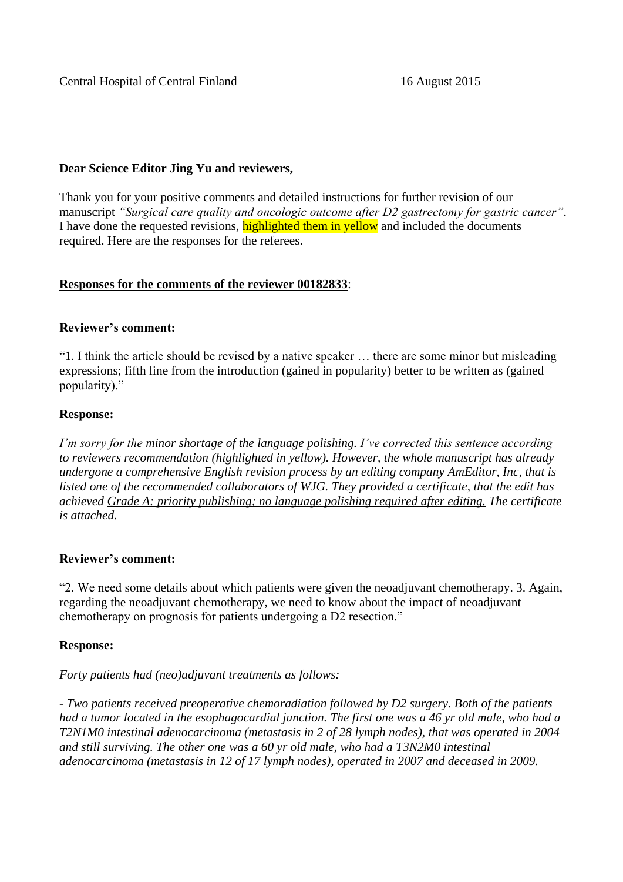Central Hospital of Central Finland 16 August 2015

**Dear Science Editor Jing Yu and reviewers,**

Thank you for your positive comments and detailed instructions for further revision of our manuscript *"Surgical care quality and oncologic outcome after D2 gastrectomy for gastric cancer"*. I have done the requested revisions, highlighted them in yellow and included the documents required. Here are the responses for the referees.

**Responses for the comments of the reviewer 00182833**:

**Reviewer's comment:**

"1. I think the article should be revised by a native speaker … there are some minor but misleading expressions; fifth line from the introduction (gained in popularity) better to be written as (gained popularity)."

**Response:**

*I'm sorry for the minor shortage of the language polishing. I've corrected this sentence according to reviewers recommendation (highlighted in yellow). However, the whole manuscript has already undergone a comprehensive English revision process by an editing company AmEditor, Inc, that is listed one of the recommended collaborators of WJG. They provided a certificate, that the edit has achieved Grade A: priority publishing; no language polishing required after editing. The certificate is attached.*

**Reviewer's comment:**

"2. We need some details about which patients were given the neoadjuvant chemotherapy. 3. Again, regarding the neoadjuvant chemotherapy, we need to know about the impact of neoadjuvant chemotherapy on prognosis for patients undergoing a D2 resection."

**Response:**

*Forty patients had (neo)adjuvant treatments as follows:*

*- Two patients received preoperative chemoradiation followed by D2 surgery. Both of the patients had a tumor located in the esophagocardial junction. The first one was a 46 yr old male, who had a T2N1M0 intestinal adenocarcinoma (metastasis in 2 of 28 lymph nodes), that was operated in 2004 and still surviving. The other one was a 60 yr old male, who had a T3N2M0 intestinal adenocarcinoma (metastasis in 12 of 17 lymph nodes), operated in 2007 and deceased in 2009.*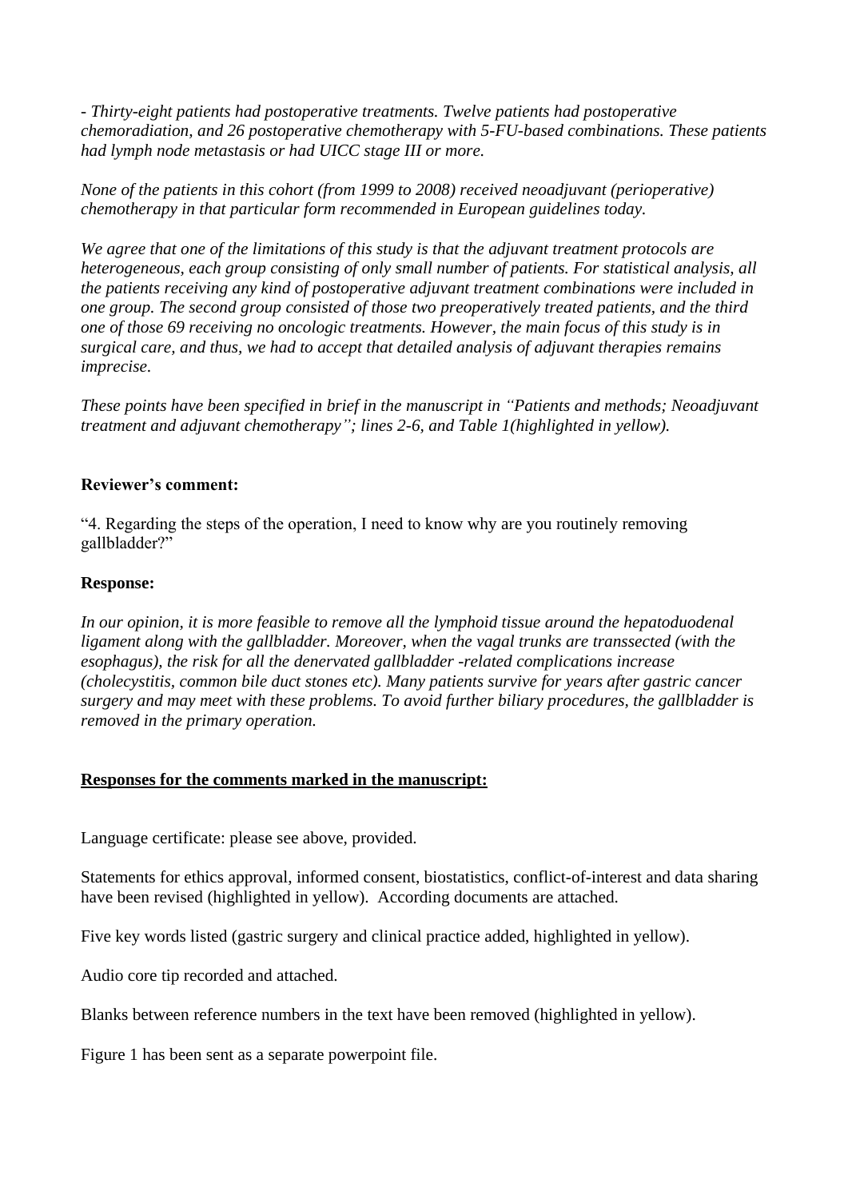*- Thirty-eight patients had postoperative treatments. Twelve patients had postoperative chemoradiation, and 26 postoperative chemotherapy with 5-FU-based combinations. These patients had lymph node metastasis or had UICC stage III or more.*

*None of the patients in this cohort (from 1999 to 2008) received neoadjuvant (perioperative) chemotherapy in that particular form recommended in European guidelines today.*

*We agree that one of the limitations of this study is that the adjuvant treatment protocols are heterogeneous, each group consisting of only small number of patients. For statistical analysis, all the patients receiving any kind of postoperative adjuvant treatment combinations were included in one group. The second group consisted of those two preoperatively treated patients, and the third one of those 69 receiving no oncologic treatments. However, the main focus of this study is in surgical care, and thus, we had to accept that detailed analysis of adjuvant therapies remains imprecise.*

*These points have been specified in brief in the manuscript in "Patients and methods; Neoadjuvant treatment and adjuvant chemotherapy"; lines 2-6, and Table 1(highlighted in yellow).*

**Reviewer's comment:**

"4. Regarding the steps of the operation, I need to know why are you routinely removing gallbladder?"

**Response:**

*In our opinion, it is more feasible to remove all the lymphoid tissue around the hepatoduodenal ligament along with the gallbladder. Moreover, when the vagal trunks are transsected (with the esophagus), the risk for all the denervated gallbladder -related complications increase (cholecystitis, common bile duct stones etc). Many patients survive for years after gastric cancer surgery and may meet with these problems. To avoid further biliary procedures, the gallbladder is removed in the primary operation.*

**Responses for the comments marked in the manuscript:**

Language certificate: please see above, provided.

Statements for ethics approval, informed consent, biostatistics, conflict-of-interest and data sharing have been revised (highlighted in yellow). According documents are attached.

Five key words listed (gastric surgery and clinical practice added, highlighted in yellow).

Audio core tip recorded and attached.

Blanks between reference numbers in the text have been removed (highlighted in yellow).

Figure 1 has been sent as a separate powerpoint file.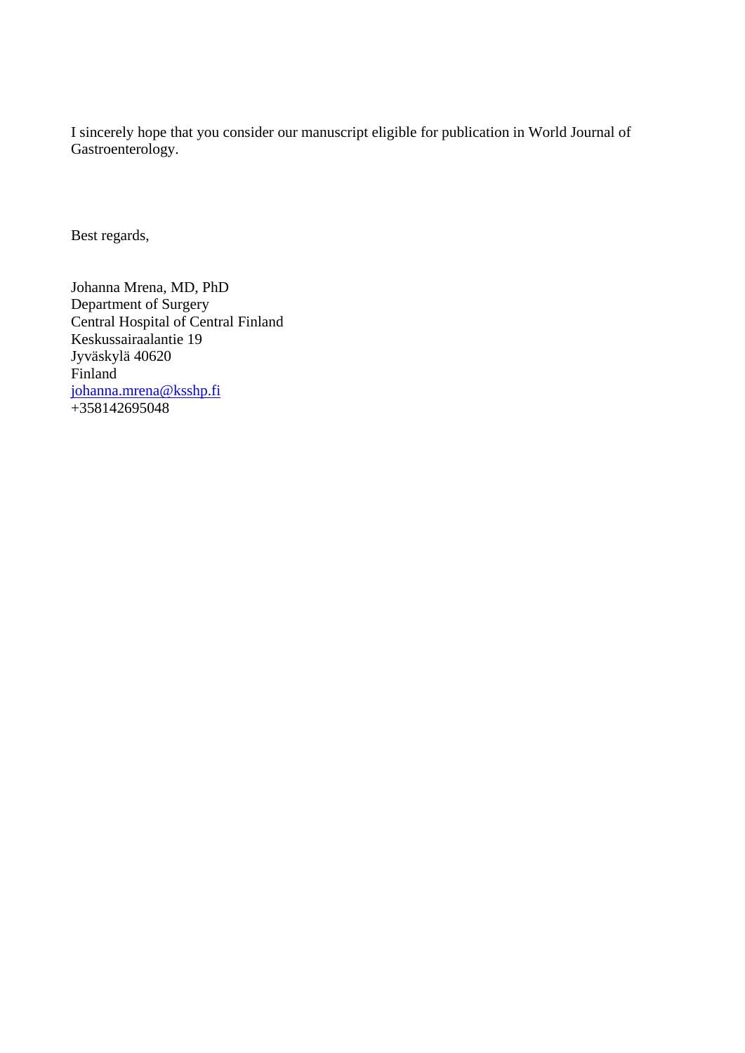I sincerely hope that you consider our manuscript eligible for publication in World Journal of Gastroenterology.

Best regards,

Johanna Mrena, MD, PhD
Department of Surgery
Central Hospital of Central Finland
Keskussairaalantie 19
Jyväskylä 40620
Finland
johanna.mrena@ksshp.fi
+358142695048